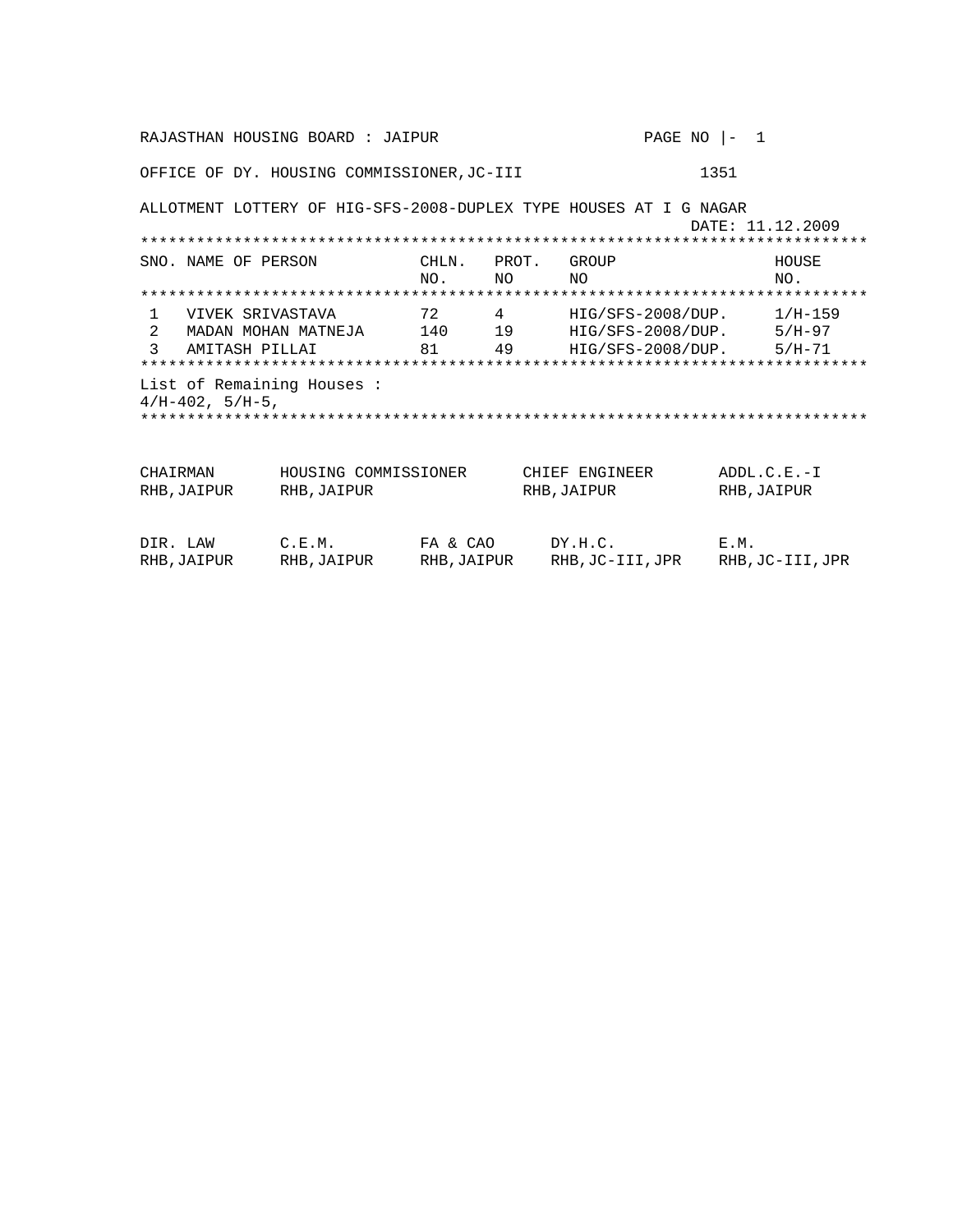RAJASTHAN HOUSING BOARD : JAIPUR

OFFICE OF DY. HOUSING COMMISSIONER, JC-III 1351

ALLOTMENT LOTTERY OF HIG-SFS-2008-DUPLEX TYPE HOUSES AT I G NAGAR

DATE: 11.12.2009

| SNO. | NAME OF PERSON | CHLN. NO. | PROT. NO | GROUP NO | HOUSE NO. |
|---|---|---|---|---|---|
| 1 | VIVEK SRIVASTAVA | 72 | 4 | HIG/SFS-2008/DUP. | 1/H-159 |
| 2 | MADAN MOHAN MATNEJA | 140 | 19 | HIG/SFS-2008/DUP. | 5/H-97 |
| 3 | AMITASH PILLAI | 81 | 49 | HIG/SFS-2008/DUP. | 5/H-71 |

List of Remaining Houses :
4/H-402, 5/H-5,

| | | | | |
|---|---|---|---|---|
| CHAIRMAN<br>RHB, JAIPUR | HOUSING COMMISSIONER<br>RHB, JAIPUR | | CHIEF ENGINEER<br>RHB, JAIPUR | ADDL.C.E.-I<br>RHB, JAIPUR |
| DIR. LAW<br>RHB, JAIPUR | C.E.M.<br>RHB, JAIPUR | FA & CAO<br>RHB, JAIPUR | DY.H.C.<br>RHB, JC-III, JPR | E.M.<br>RHB, JC-III, JPR |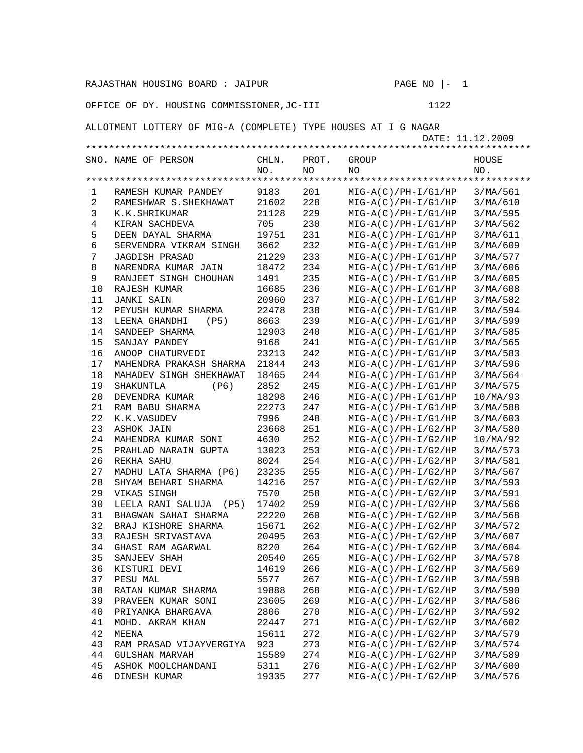RAJASTHAN HOUSING BOARD : JAIPUR PAGE NO |- 1

OFFICE OF DY. HOUSING COMMISSIONER,JC-III 1122

ALLOTMENT LOTTERY OF MIG-A (COMPLETE) TYPE HOUSES AT I G NAGAR

DATE: 11.12.2009

| SNO. | NAME OF PERSON | CHLN. NO. | PROT. NO | GROUP NO | HOUSE NO. |
|---|---|---|---|---|---|
| 1 | RAMESH KUMAR PANDEY | 9183 | 201 | MIG-A(C)/PH-I/G1/HP | 3/MA/561 |
| 2 | RAMESHWAR S.SHEKHAWAT | 21602 | 228 | MIG-A(C)/PH-I/G1/HP | 3/MA/610 |
| 3 | K.K.SHRIKUMAR | 21128 | 229 | MIG-A(C)/PH-I/G1/HP | 3/MA/595 |
| 4 | KIRAN SACHDEVA | 705 | 230 | MIG-A(C)/PH-I/G1/HP | 3/MA/562 |
| 5 | DEEN DAYAL SHARMA | 19751 | 231 | MIG-A(C)/PH-I/G1/HP | 3/MA/611 |
| 6 | SERVENDRA VIKRAM SINGH | 3662 | 232 | MIG-A(C)/PH-I/G1/HP | 3/MA/609 |
| 7 | JAGDISH PRASAD | 21229 | 233 | MIG-A(C)/PH-I/G1/HP | 3/MA/577 |
| 8 | NARENDRA KUMAR JAIN | 18472 | 234 | MIG-A(C)/PH-I/G1/HP | 3/MA/606 |
| 9 | RANJEET SINGH CHOUHAN | 1491 | 235 | MIG-A(C)/PH-I/G1/HP | 3/MA/605 |
| 10 | RAJESH KUMAR | 16685 | 236 | MIG-A(C)/PH-I/G1/HP | 3/MA/608 |
| 11 | JANKI SAIN | 20960 | 237 | MIG-A(C)/PH-I/G1/HP | 3/MA/582 |
| 12 | PEYUSH KUMAR SHARMA | 22478 | 238 | MIG-A(C)/PH-I/G1/HP | 3/MA/594 |
| 13 | LEENA GHANDHI (P5) | 8663 | 239 | MIG-A(C)/PH-I/G1/HP | 3/MA/599 |
| 14 | SANDEEP SHARMA | 12903 | 240 | MIG-A(C)/PH-I/G1/HP | 3/MA/585 |
| 15 | SANJAY PANDEY | 9168 | 241 | MIG-A(C)/PH-I/G1/HP | 3/MA/565 |
| 16 | ANOOP CHATURVEDI | 23213 | 242 | MIG-A(C)/PH-I/G1/HP | 3/MA/583 |
| 17 | MAHENDRA PRAKASH SHARMA | 21844 | 243 | MIG-A(C)/PH-I/G1/HP | 3/MA/596 |
| 18 | MAHADEV SINGH SHEKHAWAT | 18465 | 244 | MIG-A(C)/PH-I/G1/HP | 3/MA/564 |
| 19 | SHAKUNTLA (P6) | 2852 | 245 | MIG-A(C)/PH-I/G1/HP | 3/MA/575 |
| 20 | DEVENDRA KUMAR | 18298 | 246 | MIG-A(C)/PH-I/G1/HP | 10/MA/93 |
| 21 | RAM BABU SHARMA | 22273 | 247 | MIG-A(C)/PH-I/G1/HP | 3/MA/588 |
| 22 | K.K.VASUDEV | 7996 | 248 | MIG-A(C)/PH-I/G1/HP | 3/MA/603 |
| 23 | ASHOK JAIN | 23668 | 251 | MIG-A(C)/PH-I/G2/HP | 3/MA/580 |
| 24 | MAHENDRA KUMAR SONI | 4630 | 252 | MIG-A(C)/PH-I/G2/HP | 10/MA/92 |
| 25 | PRAHLAD NARAIN GUPTA | 13023 | 253 | MIG-A(C)/PH-I/G2/HP | 3/MA/573 |
| 26 | REKHA SAHU | 8024 | 254 | MIG-A(C)/PH-I/G2/HP | 3/MA/581 |
| 27 | MADHU LATA SHARMA (P6) | 23235 | 255 | MIG-A(C)/PH-I/G2/HP | 3/MA/567 |
| 28 | SHYAM BEHARI SHARMA | 14216 | 257 | MIG-A(C)/PH-I/G2/HP | 3/MA/593 |
| 29 | VIKAS SINGH | 7570 | 258 | MIG-A(C)/PH-I/G2/HP | 3/MA/591 |
| 30 | LEELA RANI SALUJA (P5) | 17402 | 259 | MIG-A(C)/PH-I/G2/HP | 3/MA/566 |
| 31 | BHAGWAN SAHAI SHARMA | 22220 | 260 | MIG-A(C)/PH-I/G2/HP | 3/MA/568 |
| 32 | BRAJ KISHORE SHARMA | 15671 | 262 | MIG-A(C)/PH-I/G2/HP | 3/MA/572 |
| 33 | RAJESH SRIVASTAVA | 20495 | 263 | MIG-A(C)/PH-I/G2/HP | 3/MA/607 |
| 34 | GHASI RAM AGARWAL | 8220 | 264 | MIG-A(C)/PH-I/G2/HP | 3/MA/604 |
| 35 | SANJEEV SHAH | 20540 | 265 | MIG-A(C)/PH-I/G2/HP | 3/MA/578 |
| 36 | KISTURI DEVI | 14619 | 266 | MIG-A(C)/PH-I/G2/HP | 3/MA/569 |
| 37 | PESU MAL | 5577 | 267 | MIG-A(C)/PH-I/G2/HP | 3/MA/598 |
| 38 | RATAN KUMAR SHARMA | 19888 | 268 | MIG-A(C)/PH-I/G2/HP | 3/MA/590 |
| 39 | PRAVEEN KUMAR SONI | 23605 | 269 | MIG-A(C)/PH-I/G2/HP | 3/MA/586 |
| 40 | PRIYANKA BHARGAVA | 2806 | 270 | MIG-A(C)/PH-I/G2/HP | 3/MA/592 |
| 41 | MOHD. AKRAM KHAN | 22447 | 271 | MIG-A(C)/PH-I/G2/HP | 3/MA/602 |
| 42 | MEENA | 15611 | 272 | MIG-A(C)/PH-I/G2/HP | 3/MA/579 |
| 43 | RAM PRASAD VIJAYVERGIYA | 923 | 273 | MIG-A(C)/PH-I/G2/HP | 3/MA/574 |
| 44 | GULSHAN MARVAH | 15589 | 274 | MIG-A(C)/PH-I/G2/HP | 3/MA/589 |
| 45 | ASHOK MOOLCHANDANI | 5311 | 276 | MIG-A(C)/PH-I/G2/HP | 3/MA/600 |
| 46 | DINESH KUMAR | 19335 | 277 | MIG-A(C)/PH-I/G2/HP | 3/MA/576 |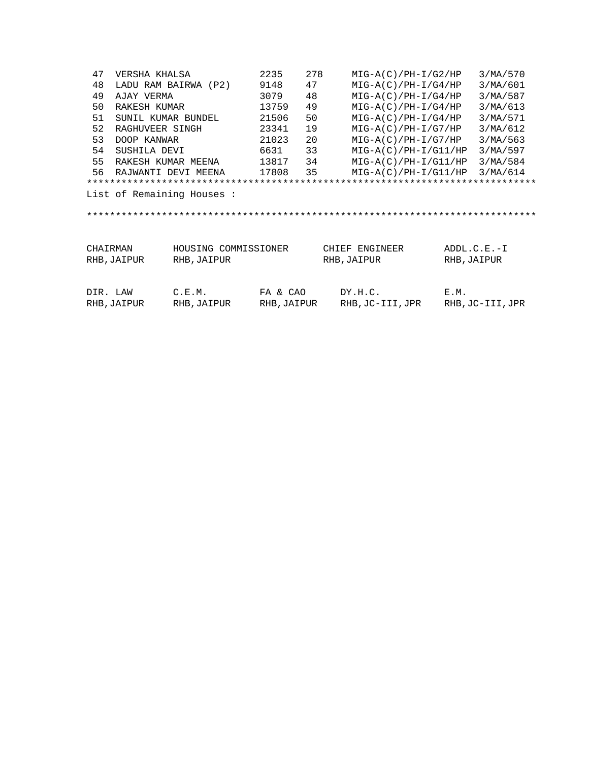| | | | | | |
|---|---|---|---|---|---|
| 47 | VERSHA KHALSA | 2235 | 278 | MIG-A(C)/PH-I/G2/HP | 3/MA/570 |
| 48 | LADU RAM BAIRWA (P2) | 9148 | 47 | MIG-A(C)/PH-I/G4/HP | 3/MA/601 |
| 49 | AJAY VERMA | 3079 | 48 | MIG-A(C)/PH-I/G4/HP | 3/MA/587 |
| 50 | RAKESH KUMAR | 13759 | 49 | MIG-A(C)/PH-I/G4/HP | 3/MA/613 |
| 51 | SUNIL KUMAR BUNDEL | 21506 | 50 | MIG-A(C)/PH-I/G4/HP | 3/MA/571 |
| 52 | RAGHUVEER SINGH | 23341 | 19 | MIG-A(C)/PH-I/G7/HP | 3/MA/612 |
| 53 | DOOP KANWAR | 21023 | 20 | MIG-A(C)/PH-I/G7/HP | 3/MA/563 |
| 54 | SUSHILA DEVI | 6631 | 33 | MIG-A(C)/PH-I/G11/HP | 3/MA/597 |
| 55 | RAKESH KUMAR MEENA | 13817 | 34 | MIG-A(C)/PH-I/G11/HP | 3/MA/584 |
| 56 | RAJWANTI DEVI MEENA | 17808 | 35 | MIG-A(C)/PH-I/G11/HP | 3/MA/614 |

********************************************************************************

List of Remaining Houses :

********************************************************************************

CHAIRMAN RHB,JAIPUR

HOUSING COMMISSIONER RHB,JAIPUR

CHIEF ENGINEER RHB,JAIPUR

ADDL.C.E.-I RHB,JAIPUR

DIR. LAW RHB,JAIPUR

C.E.M. RHB,JAIPUR

FA & CAO RHB,JAIPUR

DY.H.C. RHB,JC-III,JPR

E.M. RHB,JC-III,JPR